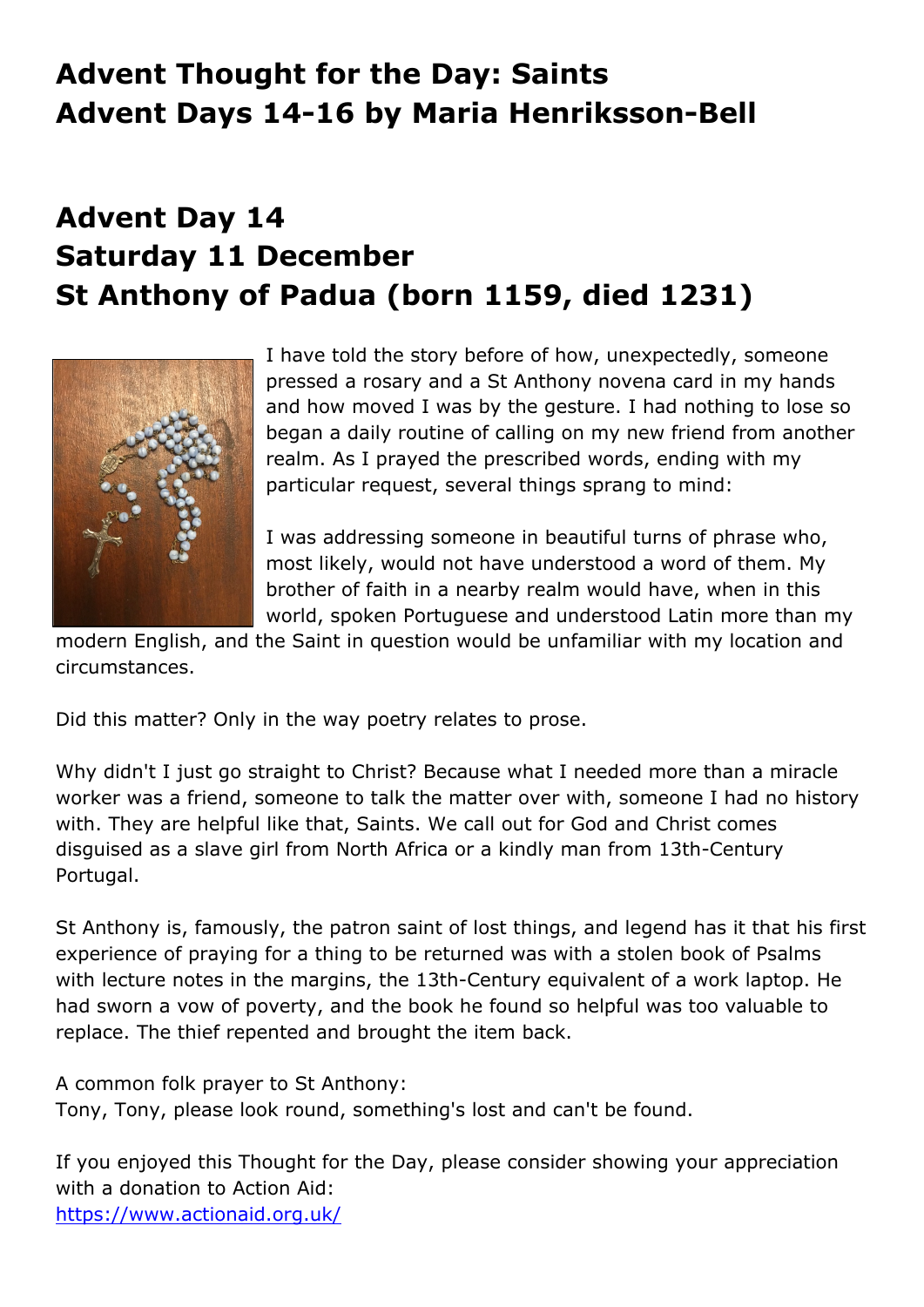# Advent Thought for the Day: Saints
# Advent Days 14-16 by Maria Henriksson-Bell

## Advent Day 14
## Saturday 11 December
## St Anthony of Padua (born 1159, died 1231)

I have told the story before of how, unexpectedly, someone pressed a rosary and a St Anthony novena card in my hands and how moved I was by the gesture. I had nothing to lose so began a daily routine of calling on my new friend from another realm. As I prayed the prescribed words, ending with my particular request, several things sprang to mind:

I was addressing someone in beautiful turns of phrase who, most likely, would not have understood a word of them. My brother of faith in a nearby realm would have, when in this world, spoken Portuguese and understood Latin more than my modern English, and the Saint in question would be unfamiliar with my location and circumstances.

Did this matter? Only in the way poetry relates to prose.

Why didn't I just go straight to Christ? Because what I needed more than a miracle worker was a friend, someone to talk the matter over with, someone I had no history with. They are helpful like that, Saints. We call out for God and Christ comes disguised as a slave girl from North Africa or a kindly man from 13th-Century Portugal.

St Anthony is, famously, the patron saint of lost things, and legend has it that his first experience of praying for a thing to be returned was with a stolen book of Psalms with lecture notes in the margins, the 13th-Century equivalent of a work laptop. He had sworn a vow of poverty, and the book he found so helpful was too valuable to replace. The thief repented and brought the item back.

A common folk prayer to St Anthony:
Tony, Tony, please look round, something's lost and can't be found.

If you enjoyed this Thought for the Day, please consider showing your appreciation with a donation to Action Aid:
https://www.actionaid.org.uk/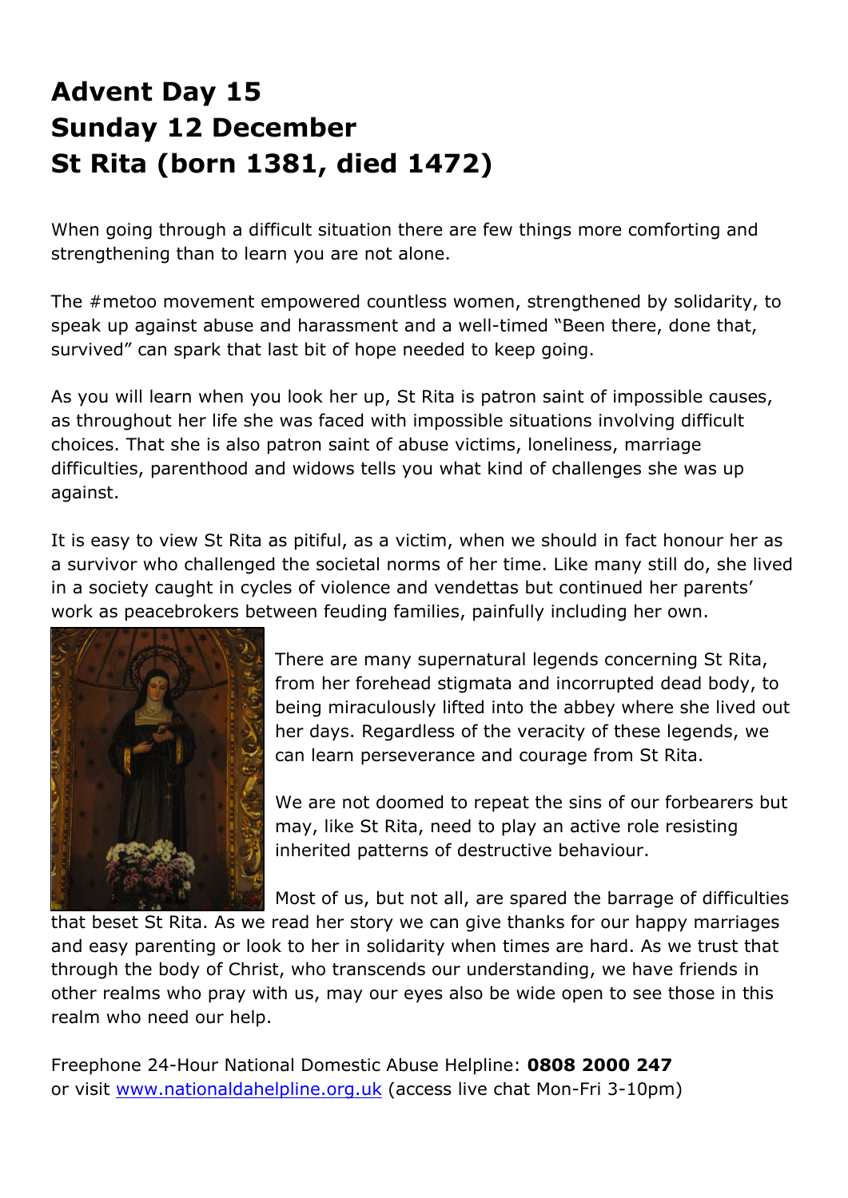# Advent Day 15
# Sunday 12 December
# St Rita (born 1381, died 1472)

When going through a difficult situation there are few things more comforting and strengthening than to learn you are not alone.

The #metoo movement empowered countless women, strengthened by solidarity, to speak up against abuse and harassment and a well-timed "Been there, done that, survived" can spark that last bit of hope needed to keep going.

As you will learn when you look her up, St Rita is patron saint of impossible causes, as throughout her life she was faced with impossible situations involving difficult choices. That she is also patron saint of abuse victims, loneliness, marriage difficulties, parenthood and widows tells you what kind of challenges she was up against.

It is easy to view St Rita as pitiful, as a victim, when we should in fact honour her as a survivor who challenged the societal norms of her time. Like many still do, she lived in a society caught in cycles of violence and vendettas but continued her parents' work as peacebrokers between feuding families, painfully including her own.

There are many supernatural legends concerning St Rita, from her forehead stigmata and incorrupted dead body, to being miraculously lifted into the abbey where she lived out her days. Regardless of the veracity of these legends, we can learn perseverance and courage from St Rita.

We are not doomed to repeat the sins of our forbearers but may, like St Rita, need to play an active role resisting inherited patterns of destructive behaviour.

Most of us, but not all, are spared the barrage of difficulties that beset St Rita. As we read her story we can give thanks for our happy marriages and easy parenting or look to her in solidarity when times are hard. As we trust that through the body of Christ, who transcends our understanding, we have friends in other realms who pray with us, may our eyes also be wide open to see those in this realm who need our help.

Freephone 24-Hour National Domestic Abuse Helpline: **0808 2000 247**
or visit [www.nationaldahelpline.org.uk](http://www.nationaldahelpline.org.uk) (access live chat Mon-Fri 3-10pm)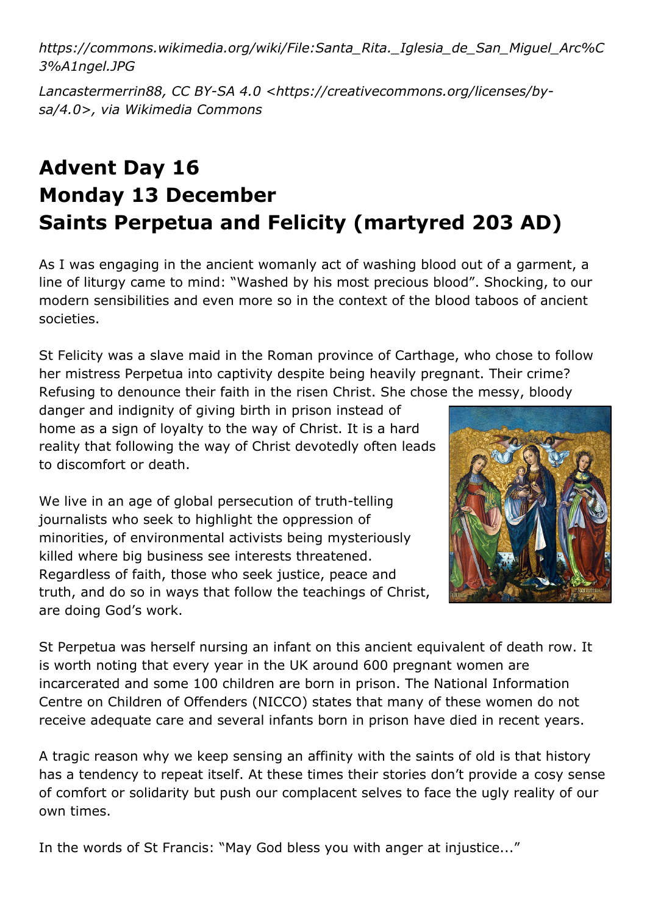*https://commons.wikimedia.org/wiki/File:Santa_Rita._Iglesia_de_San_Miguel_Arc%C3%A1ngel.JPG*

*Lancastermerrin88, CC BY-SA 4.0 <https://creativecommons.org/licenses/by-sa/4.0>, via Wikimedia Commons*

## Advent Day 16
## Monday 13 December
## Saints Perpetua and Felicity (martyred 203 AD)

As I was engaging in the ancient womanly act of washing blood out of a garment, a line of liturgy came to mind: "Washed by his most precious blood". Shocking, to our modern sensibilities and even more so in the context of the blood taboos of ancient societies.

St Felicity was a slave maid in the Roman province of Carthage, who chose to follow her mistress Perpetua into captivity despite being heavily pregnant. Their crime? Refusing to denounce their faith in the risen Christ. She chose the messy, bloody danger and indignity of giving birth in prison instead of home as a sign of loyalty to the way of Christ. It is a hard reality that following the way of Christ devotedly often leads to discomfort or death.

We live in an age of global persecution of truth-telling journalists who seek to highlight the oppression of minorities, of environmental activists being mysteriously killed where big business see interests threatened. Regardless of faith, those who seek justice, peace and truth, and do so in ways that follow the teachings of Christ, are doing God's work.

St Perpetua was herself nursing an infant on this ancient equivalent of death row. It is worth noting that every year in the UK around 600 pregnant women are incarcerated and some 100 children are born in prison. The National Information Centre on Children of Offenders (NICCO) states that many of these women do not receive adequate care and several infants born in prison have died in recent years.

A tragic reason why we keep sensing an affinity with the saints of old is that history has a tendency to repeat itself. At these times their stories don't provide a cosy sense of comfort or solidarity but push our complacent selves to face the ugly reality of our own times.

In the words of St Francis: "May God bless you with anger at injustice..."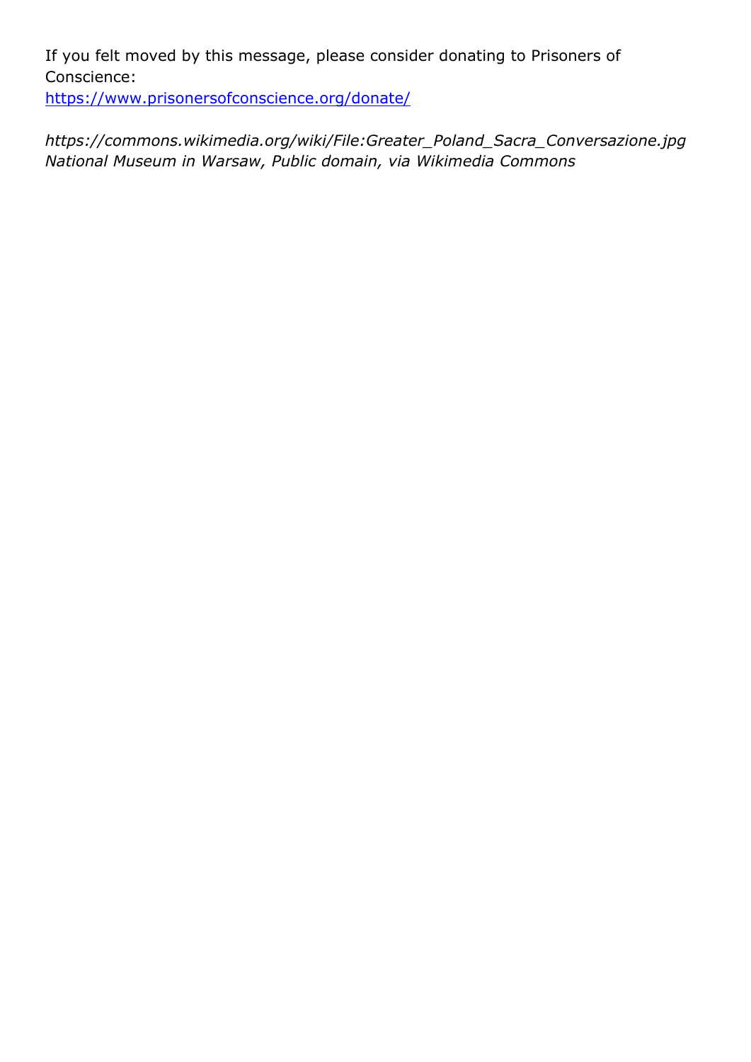If you felt moved by this message, please consider donating to Prisoners of Conscience:
[https://www.prisonersofconscience.org/donate/](https://www.prisonersofconscience.org/donate/)

*https://commons.wikimedia.org/wiki/File:Greater_Poland_Sacra_Conversazione.jpg*
*National Museum in Warsaw, Public domain, via Wikimedia Commons*